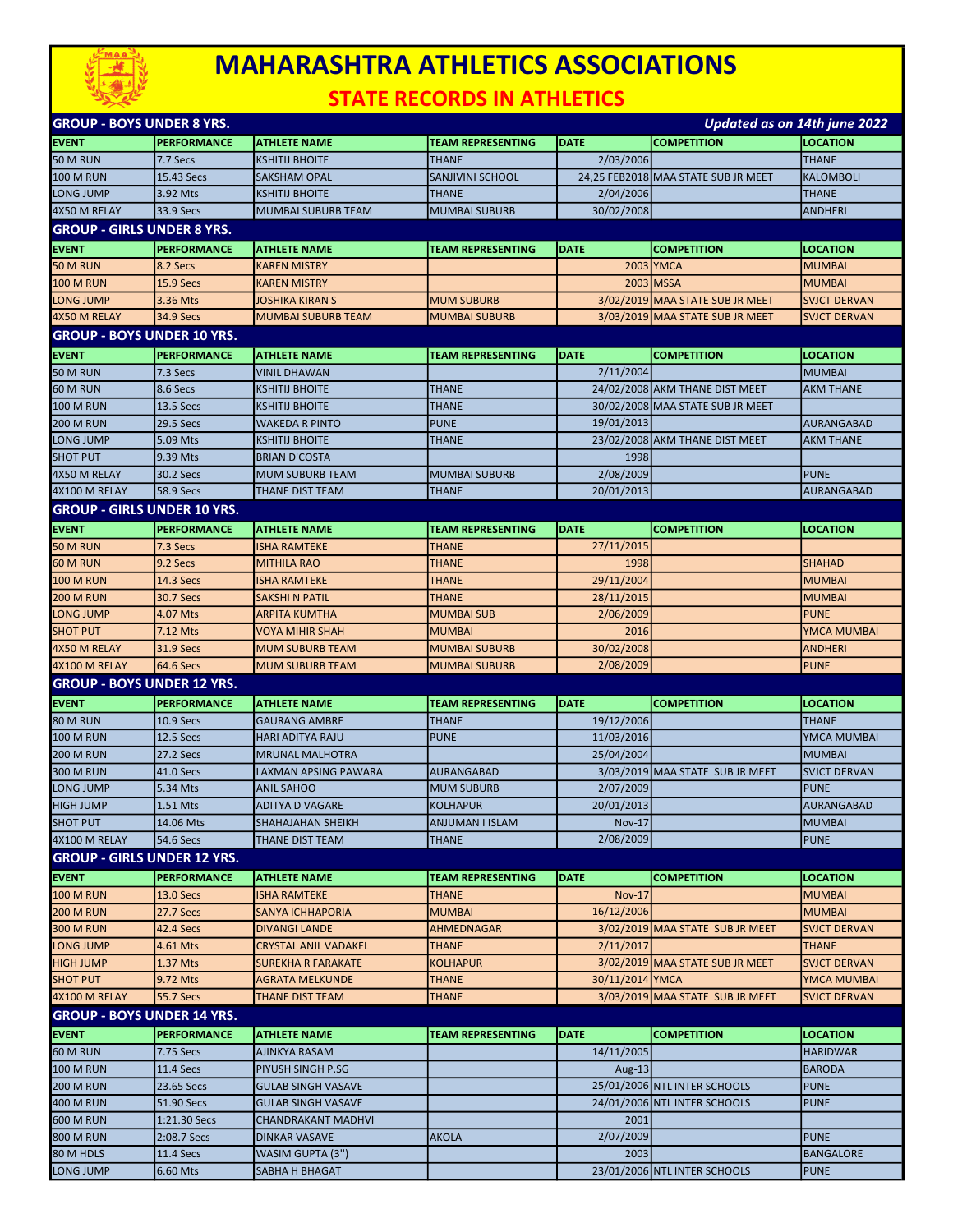# MAHARASHTRA ATHLETICS ASSOCIATIONS

## STATE RECORDS IN ATHLETICS

### GROUP - BOYS UNDER 8 YRS.

*Updated as on 14th june 2022*

| EVENT | PERFORMANCE | ATHLETE NAME | TEAM REPRESENTING | DATE | COMPETITION | LOCATION |
|---|---|---|---|---|---|---|
| 50 M RUN | 7.7 Secs | KSHITIJ BHOITE | THANE | 2/03/2006 | | THANE |
| 100 M RUN | 15.43 Secs | SAKSHAM OPAL | SANJIVINI SCHOOL | 24,25 FEB2018 | MAA STATE SUB JR MEET | KALOMBOLI |
| LONG JUMP | 3.92 Mts | KSHITIJ BHOITE | THANE | 2/04/2006 | | THANE |
| 4X50 M RELAY | 33.9 Secs | MUMBAI SUBURB TEAM | MUMBAI SUBURB | 30/02/2008 | | ANDHERI |

### GROUP - GIRLS UNDER 8 YRS.

| EVENT | PERFORMANCE | ATHLETE NAME | TEAM REPRESENTING | DATE | COMPETITION | LOCATION |
|---|---|---|---|---|---|---|
| 50 M RUN | 8.2 Secs | KAREN MISTRY | | 2003 | YMCA | MUMBAI |
| 100 M RUN | 15.9 Secs | KAREN MISTRY | | 2003 | MSSA | MUMBAI |
| LONG JUMP | 3.36 Mts | JOSHIKA KIRAN S | MUM SUBURB | 3/02/2019 | MAA STATE SUB JR MEET | SVJCT DERVAN |
| 4X50 M RELAY | 34.9 Secs | MUMBAI SUBURB TEAM | MUMBAI SUBURB | 3/03/2019 | MAA STATE SUB JR MEET | SVJCT DERVAN |

### GROUP - BOYS UNDER 10 YRS.

| EVENT | PERFORMANCE | ATHLETE NAME | TEAM REPRESENTING | DATE | COMPETITION | LOCATION |
|---|---|---|---|---|---|---|
| 50 M RUN | 7.3 Secs | VINIL DHAWAN | | 2/11/2004 | | MUMBAI |
| 60 M RUN | 8.6 Secs | KSHITIJ BHOITE | THANE | 24/02/2008 | AKM THANE DIST MEET | AKM THANE |
| 100 M RUN | 13.5 Secs | KSHITIJ BHOITE | THANE | 30/02/2008 | MAA STATE SUB JR MEET | |
| 200 M RUN | 29.5 Secs | WAKEDA R PINTO | PUNE | 19/01/2013 | | AURANGABAD |
| LONG JUMP | 5.09 Mts | KSHITIJ BHOITE | THANE | 23/02/2008 | AKM THANE DIST MEET | AKM THANE |
| SHOT PUT | 9.39 Mts | BRIAN D'COSTA | | 1998 | | |
| 4X50 M RELAY | 30.2 Secs | MUM SUBURB TEAM | MUMBAI SUBURB | 2/08/2009 | | PUNE |
| 4X100 M RELAY | 58.9 Secs | THANE DIST TEAM | THANE | 20/01/2013 | | AURANGABAD |

### GROUP - GIRLS UNDER 10 YRS.

| EVENT | PERFORMANCE | ATHLETE NAME | TEAM REPRESENTING | DATE | COMPETITION | LOCATION |
|---|---|---|---|---|---|---|
| 50 M RUN | 7.3 Secs | ISHA RAMTEKE | THANE | 27/11/2015 | | |
| 60 M RUN | 9.2 Secs | MITHILA RAO | THANE | 1998 | | SHAHAD |
| 100 M RUN | 14.3 Secs | ISHA RAMTEKE | THANE | 29/11/2004 | | MUMBAI |
| 200 M RUN | 30.7 Secs | SAKSHI N PATIL | THANE | 28/11/2015 | | MUMBAI |
| LONG JUMP | 4.07 Mts | ARPITA KUMTHA | MUMBAI SUB | 2/06/2009 | | PUNE |
| SHOT PUT | 7.12 Mts | VOYA MIHIR SHAH | MUMBAI | 2016 | | YMCA MUMBAI |
| 4X50 M RELAY | 31.9 Secs | MUM SUBURB TEAM | MUMBAI SUBURB | 30/02/2008 | | ANDHERI |
| 4X100 M RELAY | 64.6 Secs | MUM SUBURB TEAM | MUMBAI SUBURB | 2/08/2009 | | PUNE |

### GROUP - BOYS UNDER 12 YRS.

| EVENT | PERFORMANCE | ATHLETE NAME | TEAM REPRESENTING | DATE | COMPETITION | LOCATION |
|---|---|---|---|---|---|---|
| 80 M RUN | 10.9 Secs | GAURANG AMBRE | THANE | 19/12/2006 | | THANE |
| 100 M RUN | 12.5 Secs | HARI ADITYA RAJU | PUNE | 11/03/2016 | | YMCA MUMBAI |
| 200 M RUN | 27.2 Secs | MRUNAL MALHOTRA | | 25/04/2004 | | MUMBAI |
| 300 M RUN | 41.0 Secs | LAXMAN APSING PAWARA | AURANGABAD | 3/03/2019 | MAA STATE SUB JR MEET | SVJCT DERVAN |
| LONG JUMP | 5.34 Mts | ANIL SAHOO | MUM SUBURB | 2/07/2009 | | PUNE |
| HIGH JUMP | 1.51 Mts | ADITYA D VAGARE | KOLHAPUR | 20/01/2013 | | AURANGABAD |
| SHOT PUT | 14.06 Mts | SHAHAJAHAN SHEIKH | ANJUMAN I ISLAM | Nov-17 | | MUMBAI |
| 4X100 M RELAY | 54.6 Secs | THANE DIST TEAM | THANE | 2/08/2009 | | PUNE |

### GROUP - GIRLS UNDER 12 YRS.

| EVENT | PERFORMANCE | ATHLETE NAME | TEAM REPRESENTING | DATE | COMPETITION | LOCATION |
|---|---|---|---|---|---|---|
| 100 M RUN | 13.0 Secs | ISHA RAMTEKE | THANE | Nov-17 | | MUMBAI |
| 200 M RUN | 27.7 Secs | SANYA ICHHAPORIA | MUMBAI | 16/12/2006 | | MUMBAI |
| 300 M RUN | 42.4 Secs | DIVANGI LANDE | AHMEDNAGAR | 3/02/2019 | MAA STATE SUB JR MEET | SVJCT DERVAN |
| LONG JUMP | 4.61 Mts | CRYSTAL ANIL VADAKEL | THANE | 2/11/2017 | | THANE |
| HIGH JUMP | 1.37 Mts | SUREKHA R FARAKATE | KOLHAPUR | 3/02/2019 | MAA STATE SUB JR MEET | SVJCT DERVAN |
| SHOT PUT | 9.72 Mts | AGRATA MELKUNDE | THANE | 30/11/2014 | YMCA | YMCA MUMBAI |
| 4X100 M RELAY | 55.7 Secs | THANE DIST TEAM | THANE | 3/03/2019 | MAA STATE SUB JR MEET | SVJCT DERVAN |

### GROUP - BOYS UNDER 14 YRS.

| EVENT | PERFORMANCE | ATHLETE NAME | TEAM REPRESENTING | DATE | COMPETITION | LOCATION |
|---|---|---|---|---|---|---|
| 60 M RUN | 7.75 Secs | AJINKYA RASAM | | 14/11/2005 | | HARIDWAR |
| 100 M RUN | 11.4 Secs | PIYUSH SINGH P.SG | | Aug-13 | | BARODA |
| 200 M RUN | 23.65 Secs | GULAB SINGH VASAVE | | 25/01/2006 | NTL INTER SCHOOLS | PUNE |
| 400 M RUN | 51.90 Secs | GULAB SINGH VASAVE | | 24/01/2006 | NTL INTER SCHOOLS | PUNE |
| 600 M RUN | 1:21.30 Secs | CHANDRAKANT MADHVI | | 2001 | | |
| 800 M RUN | 2:08.7 Secs | DINKAR VASAVE | AKOLA | 2/07/2009 | | PUNE |
| 80 M HDLS | 11.4 Secs | WASIM GUPTA (3'') | | 2003 | | BANGALORE |
| LONG JUMP | 6.60 Mts | SABHA H BHAGAT | | 23/01/2006 | NTL INTER SCHOOLS | PUNE |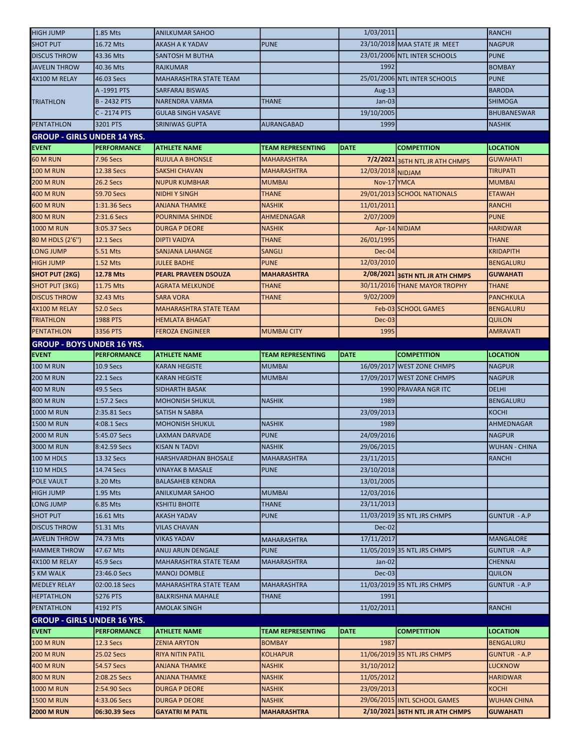| | | | | | | |
|---|---|---|---|---|---|---|
| HIGH JUMP | 1.85 Mts | ANILKUMAR SAHOO | | 1/03/2011 | | RANCHI |
| SHOT PUT | 16.72 Mts | AKASH A K YADAV | PUNE | 23/10/2018 | MAA STATE JR MEET | NAGPUR |
| DISCUS THROW | 43.36 Mts | SANTOSH M BUTHA | | 23/01/2006 | NTL INTER SCHOOLS | PUNE |
| JAVELIN THROW | 40.36 Mts | RAJKUMAR | | 1992 | | BOMBAY |
| 4X100 M RELAY | 46.03 Secs | MAHARASHTRA STATE TEAM | | 25/01/2006 | NTL INTER SCHOOLS | PUNE |
| TRIATHLON | A -1991 PTS | SARFARAJ BISWAS | | Aug-13 | | BARODA |
| | B - 2432 PTS | NARENDRA VARMA | THANE | Jan-03 | | SHIMOGA |
| | C - 2174 PTS | GULAB SINGH VASAVE | | 19/10/2005 | | BHUBANESWAR |
| PENTATHLON | 3201 PTS | SRINIWAS GUPTA | AURANGABAD | 1999 | | NASHIK |

## GROUP - GIRLS UNDER 14 YRS.

| EVENT | PERFORMANCE | ATHLETE NAME | TEAM REPRESENTING | DATE | COMPETITION | LOCATION |
|---|---|---|---|---|---|---|
| 60 M RUN | 7.96 Secs | RUJULA A BHONSLE | MAHARASHTRA | **7/2/2021** | 36TH NTL JR ATH CHMPS | GUWAHATI |
| 100 M RUN | 12.38 Secs | SAKSHI CHAVAN | MAHARASHTRA | 12/03/2018 | NIDJAM | TIRUPATI |
| 200 M RUN | 26.2 Secs | NUPUR KUMBHAR | MUMBAI | Nov-17 | YMCA | MUMBAI |
| 400 M RUN | 59.70 Secs | NIDHI Y SINGH | THANE | 29/01/2013 | SCHOOL NATIONALS | ETAWAH |
| 600 M RUN | 1:31.36 Secs | ANJANA THAMKE | NASHIK | 11/01/2011 | | RANCHI |
| 800 M RUN | 2:31.6 Secs | POURNIMA SHINDE | AHMEDNAGAR | 2/07/2009 | | PUNE |
| 1000 M RUN | 3:05.37 Secs | DURGA P DEORE | NASHIK | Apr-14 | NIDJAM | HARIDWAR |
| 80 M HDLS (2'6'') | 12.1 Secs | DIPTI VAIDYA | THANE | 26/01/1995 | | THANE |
| LONG JUMP | 5.51 Mts | SANJANA LAHANGE | SANGLI | Dec-04 | | KRIDAPITH |
| HIGH JUMP | 1.52 Mts | JULEE BADHE | PUNE | 12/03/2010 | | BENGALURU |
| **SHOT PUT (2KG)** | **12.78 Mts** | **PEARL PRAVEEN DSOUZA** | **MAHARASHTRA** | **2/08/2021** | **36TH NTL JR ATH CHMPS** | **GUWAHATI** |
| SHOT PUT (3KG) | 11.75 Mts | AGRATA MELKUNDE | THANE | 30/11/2016 | THANE MAYOR TROPHY | THANE |
| DISCUS THROW | 32.43 Mts | SARA VORA | THANE | 9/02/2009 | | PANCHKULA |
| 4X100 M RELAY | 52.0 Secs | MAHARASHTRA STATE TEAM | | Feb-03 | SCHOOL GAMES | BENGALURU |
| TRIATHLON | 1988 PTS | HEMLATA BHAGAT | | Dec-03 | | QUILON |
| PENTATHLON | 3356 PTS | FEROZA ENGINEER | MUMBAI CITY | 1995 | | AMRAVATI |

## GROUP - BOYS UNDER 16 YRS.

| EVENT | PERFORMANCE | ATHLETE NAME | TEAM REPRESENTING | DATE | COMPETITION | LOCATION |
|---|---|---|---|---|---|---|
| 100 M RUN | 10.9 Secs | KARAN HEGISTE | MUMBAI | 16/09/2017 | WEST ZONE CHMPS | NAGPUR |
| 200 M RUN | 22.1 Secs | KARAN HEGISTE | MUMBAI | 17/09/2017 | WEST ZONE CHMPS | NAGPUR |
| 400 M RUN | 49.5 Secs | SIDHARTH BASAK | | 1990 | PRAVARA NGR ITC | DELHI |
| 800 M RUN | 1:57.2 Secs | MOHONISH SHUKUL | NASHIK | 1989 | | BENGALURU |
| 1000 M RUN | 2:35.81 Secs | SATISH N SABRA | | 23/09/2013 | | KOCHI |
| 1500 M RUN | 4:08.1 Secs | MOHONISH SHUKUL | NASHIK | 1989 | | AHMEDNAGAR |
| 2000 M RUN | 5:45.07 Secs | LAXMAN DARVADE | PUNE | 24/09/2016 | | NAGPUR |
| 3000 M RUN | 8:42.59 Secs | KISAN N TADVI | NASHIK | 29/06/2015 | | WUHAN - CHINA |
| 100 M HDLS | 13.32 Secs | HARSHVARDHAN BHOSALE | MAHARASHTRA | 23/11/2015 | | RANCHI |
| 110 M HDLS | 14.74 Secs | VINAYAK B MASALE | PUNE | 23/10/2018 | | |
| POLE VAULT | 3.20 Mts | BALASAHEB KENDRA | | 13/01/2005 | | |
| HIGH JUMP | 1.95 Mts | ANILKUMAR SAHOO | MUMBAI | 12/03/2016 | | |
| LONG JUMP | 6.85 Mts | KSHITIJ BHOITE | THANE | 23/11/2013 | | |
| SHOT PUT | 16.61 Mts | AKASH YADAV | PUNE | 11/03/2019 | 35 NTL JRS CHMPS | GUNTUR - A.P |
| DISCUS THROW | 51.31 Mts | VILAS CHAVAN | | Dec-02 | | |
| JAVELIN THROW | 74.73 Mts | VIKAS YADAV | MAHARASHTRA | 17/11/2017 | | MANGALORE |
| HAMMER THROW | 47.67 Mts | ANUJ ARUN DENGALE | PUNE | 11/05/2019 | 35 NTL JRS CHMPS | GUNTUR - A.P |
| 4X100 M RELAY | 45.9 Secs | MAHARASHTRA STATE TEAM | MAHARASHTRA | Jan-02 | | CHENNAI |
| 5 KM WALK | 23:46.0 Secs | MANOJ DOMBLE | | Dec-03 | | QUILON |
| MEDLEY RELAY | 02:00.18 Secs | MAHARASHTRA STATE TEAM | MAHARASHTRA | 11/03/2019 | 35 NTL JRS CHMPS | GUNTUR - A.P |
| HEPTATHLON | 5276 PTS | BALKRISHNA MAHALE | THANE | 1991 | | |
| PENTATHLON | 4192 PTS | AMOLAK SINGH | | 11/02/2011 | | RANCHI |

## GROUP - GIRLS UNDER 16 YRS.

| EVENT | PERFORMANCE | ATHLETE NAME | TEAM REPRESENTING | DATE | COMPETITION | LOCATION |
|---|---|---|---|---|---|---|
| 100 M RUN | 12.3 Secs | ZENIA ARYTON | BOMBAY | 1987 | | BENGALURU |
| 200 M RUN | 25.02 Secs | RIYA NITIN PATIL | KOLHAPUR | 11/06/2019 | 35 NTL JRS CHMPS | GUNTUR - A.P |
| 400 M RUN | 54.57 Secs | ANJANA THAMKE | NASHIK | 31/10/2012 | | LUCKNOW |
| 800 M RUN | 2:08.25 Secs | ANJANA THAMKE | NASHIK | 11/05/2012 | | HARIDWAR |
| 1000 M RUN | 2:54.90 Secs | DURGA P DEORE | NASHIK | 23/09/2013 | | KOCHI |
| 1500 M RUN | 4:33.06 Secs | DURGA P DEORE | NASHIK | 29/06/2015 | INTL SCHOOL GAMES | WUHAN CHINA |
| **2000 M RUN** | **06:30.39 Secs** | **GAYATRI M PATIL** | **MAHARASHTRA** | **2/10/2021** | **36TH NTL JR ATH CHMPS** | **GUWAHATI** |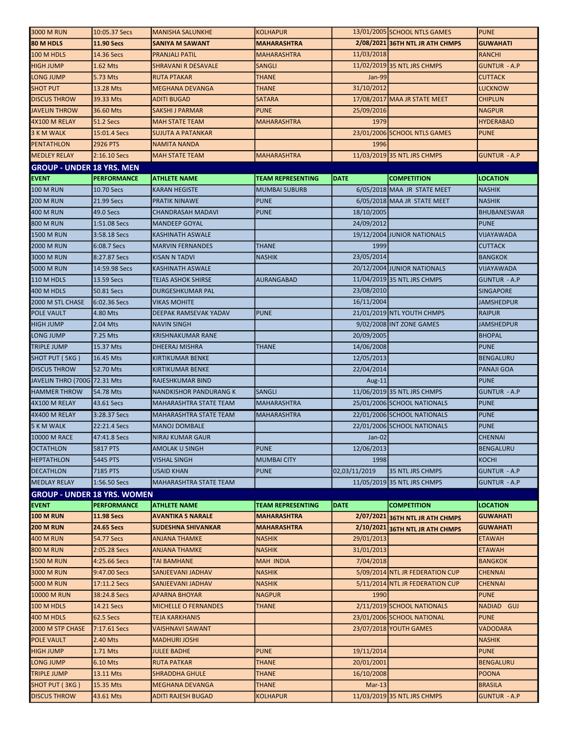| | | | | | | |
|---|---|---|---|---|---|---|
| 3000 M RUN | 10:05.37 Secs | MANISHA SALUNKHE | KOLHAPUR | 13/01/2005 | SCHOOL NTLS GAMES | PUNE |
| **80 M HDLS** | **11.90 Secs** | **SANIYA M SAWANT** | **MAHARASHTRA** | **2/08/2021** | **36TH NTL JR ATH CHMPS** | **GUWAHATI** |
| 100 M HDLS | 14.36 Secs | PRANJALI PATIL | MAHARASHTRA | 11/03/2018 | | RANCHI |
| HIGH JUMP | 1.62 Mts | SHRAVANI R DESAVALE | SANGLI | 11/02/2019 | 35 NTL JRS CHMPS | GUNTUR - A.P |
| LONG JUMP | 5.73 Mts | RUTA PTAKAR | THANE | Jan-99 | | CUTTACK |
| SHOT PUT | 13.28 Mts | MEGHANA DEVANGA | THANE | 31/10/2012 | | LUCKNOW |
| DISCUS THROW | 39.33 Mts | ADITI BUGAD | SATARA | 17/08/2017 | MAA JR STATE MEET | CHIPLUN |
| JAVELIN THROW | 36.60 Mts | SAKSHI J PARMAR | PUNE | 25/09/2016 | | NAGPUR |
| 4X100 M RELAY | 51.2 Secs | MAH STATE TEAM | MAHARASHTRA | 1979 | | HYDERABAD |
| 3 K M WALK | 15:01.4 Secs | SUJUTA A PATANKAR | | 23/01/2006 | SCHOOL NTLS GAMES | PUNE |
| PENTATHLON | 2926 PTS | NAMITA NANDA | | 1996 | | |
| MEDLEY RELAY | 2:16.10 Secs | MAH STATE TEAM | MAHARASHTRA | 11/03/2019 | 35 NTL JRS CHMPS | GUNTUR - A.P |

## GROUP - UNDER 18 YRS. MEN

| EVENT | PERFORMANCE | ATHLETE NAME | TEAM REPRESENTING | DATE | COMPETITION | LOCATION |
|---|---|---|---|---|---|---|
| 100 M RUN | 10.70 Secs | KARAN HEGISTE | MUMBAI SUBURB | 6/05/2018 | MAA JR STATE MEET | NASHIK |
| 200 M RUN | 21.99 Secs | PRATIK NINAWE | PUNE | 6/05/2018 | MAA JR STATE MEET | NASHIK |
| 400 M RUN | 49.0 Secs | CHANDRASAH MADAVI | PUNE | 18/10/2005 | | BHUBANESWAR |
| 800 M RUN | 1:51.08 Secs | MANDEEP GOYAL | | 24/09/2012 | | PUNE |
| 1500 M RUN | 3:58.18 Secs | KASHINATH ASWALE | | 19/12/2004 | JUNIOR NATIONALS | VIJAYAWADA |
| 2000 M RUN | 6:08.7 Secs | MARVIN FERNANDES | THANE | 1999 | | CUTTACK |
| 3000 M RUN | 8:27.87 Secs | KISAN N TADVI | NASHIK | 23/05/2014 | | BANGKOK |
| 5000 M RUN | 14:59.98 Secs | KASHINATH ASWALE | | 20/12/2004 | JUNIOR NATIONALS | VIJAYAWADA |
| 110 M HDLS | 13.59 Secs | TEJAS ASHOK SHIRSE | AURANGABAD | 11/04/2019 | 35 NTL JRS CHMPS | GUNTUR - A.P |
| 400 M HDLS | 50.81 Secs | DURGESHKUMAR PAL | | 23/08/2010 | | SINGAPORE |
| 2000 M STL CHASE | 6:02.36 Secs | VIKAS MOHITE | | 16/11/2004 | | JAMSHEDPUR |
| POLE VAULT | 4.80 Mts | DEEPAK RAMSEVAK YADAV | PUNE | 21/01/2019 | NTL YOUTH CHMPS | RAIPUR |
| HIGH JUMP | 2.04 Mts | NAVIN SINGH | | 9/02/2008 | INT ZONE GAMES | JAMSHEDPUR |
| LONG JUMP | 7.25 Mts | KRISHNAKUMAR RANE | | 20/09/2005 | | BHOPAL |
| TRIPLE JUMP | 15.37 Mts | DHEERAJ MISHRA | THANE | 14/06/2008 | | PUNE |
| SHOT PUT ( 5KG ) | 16.45 Mts | KIRTIKUMAR BENKE | | 12/05/2013 | | BENGALURU |
| DISCUS THROW | 52.70 Mts | KIRTIKUMAR BENKE | | 22/04/2014 | | PANAJI GOA |
| JAVELIN THRO (700G | 72.31 Mts | RAJESHKUMAR BIND | | Aug-11 | | PUNE |
| HAMMER THROW | 54.78 Mts | NANDKISHOR PANDURANG K | SANGLI | 11/06/2019 | 35 NTL JRS CHMPS | GUNTUR - A.P |
| 4X100 M RELAY | 43.61 Secs | MAHARASHTRA STATE TEAM | MAHARASHTRA | 25/01/2006 | SCHOOL NATIONALS | PUNE |
| 4X400 M RELAY | 3:28.37 Secs | MAHARASHTRA STATE TEAM | MAHARASHTRA | 22/01/2006 | SCHOOL NATIONALS | PUNE |
| 5 K M WALK | 22:21.4 Secs | MANOJ DOMBALE | | 22/01/2006 | SCHOOL NATIONALS | PUNE |
| 10000 M RACE | 47:41.8 Secs | NIRAJ KUMAR GAUR | | Jan-02 | | CHENNAI |
| OCTATHLON | 5817 PTS | AMOLAK U SINGH | PUNE | 12/06/2013 | | BENGALURU |
| HEPTATHLON | 5445 PTS | VISHAL SINGH | MUMBAI CITY | 1998 | | KOCHI |
| DECATHLON | 7185 PTS | USAID KHAN | PUNE | 02,03/11/2019 | 35 NTL JRS CHMPS | GUNTUR - A.P |
| MEDLAY RELAY | 1:56.50 Secs | MAHARASHTRA STATE TEAM | | 11/05/2019 | 35 NTL JRS CHMPS | GUNTUR - A.P |

## GROUP - UNDER 18 YRS. WOMEN

| EVENT | PERFORMANCE | ATHLETE NAME | TEAM REPRESENTING | DATE | COMPETITION | LOCATION |
|---|---|---|---|---|---|---|
| **100 M RUN** | **11.98 Secs** | **AVANTIKA S NARALE** | **MAHARASHTRA** | **2/07/2021** | **36TH NTL JR ATH CHMPS** | **GUWAHATI** |
| **200 M RUN** | **24.65 Secs** | **SUDESHNA SHIVANKAR** | **MAHARASHTRA** | **2/10/2021** | **36TH NTL JR ATH CHMPS** | **GUWAHATI** |
| 400 M RUN | 54.77 Secs | ANJANA THAMKE | NASHIK | 29/01/2013 | | ETAWAH |
| 800 M RUN | 2:05.28 Secs | ANJANA THAMKE | NASHIK | 31/01/2013 | | ETAWAH |
| 1500 M RUN | 4:25.66 Secs | TAI BAMHANE | MAH INDIA | 7/04/2018 | | BANGKOK |
| 3000 M RUN | 9:47.00 Secs | SANJEEVANI JADHAV | NASHIK | 5/09/2014 | NTL JR FEDERATION CUP | CHENNAI |
| 5000 M RUN | 17:11.2 Secs | SANJEEVANI JADHAV | NASHIK | 5/11/2014 | NTL JR FEDERATION CUP | CHENNAI |
| 10000 M RUN | 38:24.8 Secs | APARNA BHOYAR | NAGPUR | 1990 | | PUNE |
| 100 M HDLS | 14.21 Secs | MICHELLE O FERNANDES | THANE | 2/11/2019 | SCHOOL NATIONALS | NADIAD GUJ |
| 400 M HDLS | 62.5 Secs | TEJA KARKHANIS | | 23/01/2006 | SCHOOL NATIONAL | PUNE |
| 2000 M STP CHASE | 7:17.61 Secs | VAISHNAVI SAWANT | | 23/07/2018 | YOUTH GAMES | VADODARA |
| POLE VAULT | 2.40 Mts | MADHURI JOSHI | | | | NASHIK |
| HIGH JUMP | 1.71 Mts | JULEE BADHE | PUNE | 19/11/2014 | | PUNE |
| LONG JUMP | 6.10 Mts | RUTA PATKAR | THANE | 20/01/2001 | | BENGALURU |
| TRIPLE JUMP | 13.11 Mts | SHRADDHA GHULE | THANE | 16/10/2008 | | POONA |
| SHOT PUT ( 3KG ) | 15.35 Mts | MEGHANA DEVANGA | THANE | Mar-13 | | BRASILA |
| DISCUS THROW | 43.61 Mts | ADITI RAJESH BUGAD | KOLHAPUR | 11/03/2019 | 35 NTL JRS CHMPS | GUNTUR - A.P |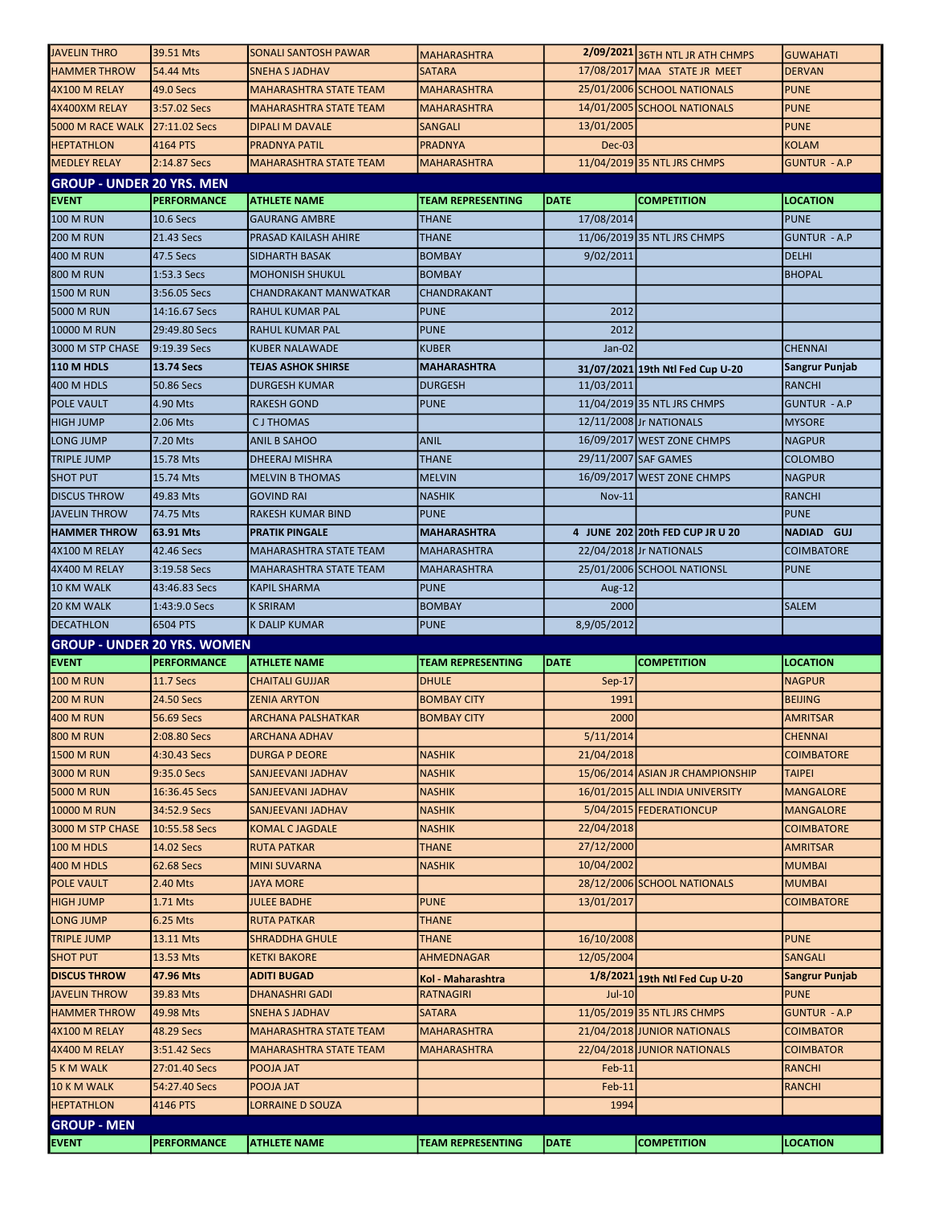| JAVELIN THRO | 39.51 Mts | SONALI SANTOSH PAWAR | MAHARASHTRA | 2/09/2021 | 36TH NTL JR ATH CHMPS | GUWAHATI |
|---|---|---|---|---|---|---|
| HAMMER THROW | 54.44 Mts | SNEHA S JADHAV | SATARA | 17/08/2017 | MAA STATE JR MEET | DERVAN |
| 4X100 M RELAY | 49.0 Secs | MAHARASHTRA STATE TEAM | MAHARASHTRA | 25/01/2006 | SCHOOL NATIONALS | PUNE |
| 4X400XM RELAY | 3:57.02 Secs | MAHARASHTRA STATE TEAM | MAHARASHTRA | 14/01/2005 | SCHOOL NATIONALS | PUNE |
| 5000 M RACE WALK | 27:11.02 Secs | DIPALI M DAVALE | SANGALI | 13/01/2005 | | PUNE |
| HEPTATHLON | 4164 PTS | PRADNYA PATIL | PRADNYA | Dec-03 | | KOLAM |
| MEDLEY RELAY | 2:14.87 Secs | MAHARASHTRA STATE TEAM | MAHARASHTRA | 11/04/2019 | 35 NTL JRS CHMPS | GUNTUR - A.P |

## GROUP - UNDER 20 YRS. MEN

| EVENT | PERFORMANCE | ATHLETE NAME | TEAM REPRESENTING | DATE | COMPETITION | LOCATION |
|---|---|---|---|---|---|---|
| 100 M RUN | 10.6 Secs | GAURANG AMBRE | THANE | 17/08/2014 | | PUNE |
| 200 M RUN | 21.43 Secs | PRASAD KAILASH AHIRE | THANE | 11/06/2019 | 35 NTL JRS CHMPS | GUNTUR - A.P |
| 400 M RUN | 47.5 Secs | SIDHARTH BASAK | BOMBAY | 9/02/2011 | | DELHI |
| 800 M RUN | 1:53.3 Secs | MOHONISH SHUKUL | BOMBAY | | | BHOPAL |
| 1500 M RUN | 3:56.05 Secs | CHANDRAKANT MANWATKAR | CHANDRAKANT | | | |
| 5000 M RUN | 14:16.67 Secs | RAHUL KUMAR PAL | PUNE | 2012 | | |
| 10000 M RUN | 29:49.80 Secs | RAHUL KUMAR PAL | PUNE | 2012 | | |
| 3000 M STP CHASE | 9:19.39 Secs | KUBER NALAWADE | KUBER | Jan-02 | | CHENNAI |
| **110 M HDLS** | **13.74 Secs** | **TEJAS ASHOK SHIRSE** | **MAHARASHTRA** | **31/07/2021** | **19th Ntl Fed Cup U-20** | **Sangrur Punjab** |
| 400 M HDLS | 50.86 Secs | DURGESH KUMAR | DURGESH | 11/03/2011 | | RANCHI |
| POLE VAULT | 4.90 Mts | RAKESH GOND | PUNE | 11/04/2019 | 35 NTL JRS CHMPS | GUNTUR - A.P |
| HIGH JUMP | 2.06 Mts | C J THOMAS | | 12/11/2008 | Jr NATIONALS | MYSORE |
| LONG JUMP | 7.20 Mts | ANIL B SAHOO | ANIL | 16/09/2017 | WEST ZONE CHMPS | NAGPUR |
| TRIPLE JUMP | 15.78 Mts | DHEERAJ MISHRA | THANE | 29/11/2007 | SAF GAMES | COLOMBO |
| SHOT PUT | 15.74 Mts | MELVIN B THOMAS | MELVIN | 16/09/2017 | WEST ZONE CHMPS | NAGPUR |
| DISCUS THROW | 49.83 Mts | GOVIND RAI | NASHIK | Nov-11 | | RANCHI |
| JAVELIN THROW | 74.75 Mts | RAKESH KUMAR BIND | PUNE | | | PUNE |
| **HAMMER THROW** | **63.91 Mts** | **PRATIK PINGALE** | **MAHARASHTRA** | **4 JUNE 202** | **20th FED CUP JR U 20** | **NADIAD GUJ** |
| 4X100 M RELAY | 42.46 Secs | MAHARASHTRA STATE TEAM | MAHARASHTRA | 22/04/2018 | Jr NATIONALS | COIMBATORE |
| 4X400 M RELAY | 3:19.58 Secs | MAHARASHTRA STATE TEAM | MAHARASHTRA | 25/01/2006 | SCHOOL NATIONSL | PUNE |
| 10 KM WALK | 43:46.83 Secs | KAPIL SHARMA | PUNE | Aug-12 | | |
| 20 KM WALK | 1:43:9.0 Secs | K SRIRAM | BOMBAY | 2000 | | SALEM |
| DECATHLON | 6504 PTS | K DALIP KUMAR | PUNE | 8,9/05/2012 | | |

## GROUP - UNDER 20 YRS. WOMEN

| EVENT | PERFORMANCE | ATHLETE NAME | TEAM REPRESENTING | DATE | COMPETITION | LOCATION |
|---|---|---|---|---|---|---|
| 100 M RUN | 11.7 Secs | CHAITALI GUJJAR | DHULE | Sep-17 | | NAGPUR |
| 200 M RUN | 24.50 Secs | ZENIA ARYTON | BOMBAY CITY | 1991 | | BEIJING |
| 400 M RUN | 56.69 Secs | ARCHANA PALSHATKAR | BOMBAY CITY | 2000 | | AMRITSAR |
| 800 M RUN | 2:08.80 Secs | ARCHANA ADHAV | | 5/11/2014 | | CHENNAI |
| 1500 M RUN | 4:30.43 Secs | DURGA P DEORE | NASHIK | 21/04/2018 | | COIMBATORE |
| 3000 M RUN | 9:35.0 Secs | SANJEEVANI JADHAV | NASHIK | 15/06/2014 | ASIAN JR CHAMPIONSHIP | TAIPEI |
| 5000 M RUN | 16:36.45 Secs | SANJEEVANI JADHAV | NASHIK | 16/01/2015 | ALL INDIA UNIVERSITY | MANGALORE |
| 10000 M RUN | 34:52.9 Secs | SANJEEVANI JADHAV | NASHIK | 5/04/2015 | FEDERATIONCUP | MANGALORE |
| 3000 M STP CHASE | 10:55.58 Secs | KOMAL C JAGDALE | NASHIK | 22/04/2018 | | COIMBATORE |
| 100 M HDLS | 14.02 Secs | RUTA PATKAR | THANE | 27/12/2000 | | AMRITSAR |
| 400 M HDLS | 62.68 Secs | MINI SUVARNA | NASHIK | 10/04/2002 | | MUMBAI |
| POLE VAULT | 2.40 Mts | JAYA MORE | | 28/12/2006 | SCHOOL NATIONALS | MUMBAI |
| HIGH JUMP | 1.71 Mts | JULEE BADHE | PUNE | 13/01/2017 | | COIMBATORE |
| LONG JUMP | 6.25 Mts | RUTA PATKAR | THANE | | | |
| TRIPLE JUMP | 13.11 Mts | SHRADDHA GHULE | THANE | 16/10/2008 | | PUNE |
| SHOT PUT | 13.53 Mts | KETKI BAKORE | AHMEDNAGAR | 12/05/2004 | | SANGALI |
| **DISCUS THROW** | **47.96 Mts** | **ADITI BUGAD** | **Kol - Maharashtra** | **1/8/2021** | **19th Ntl Fed Cup U-20** | **Sangrur Punjab** |
| JAVELIN THROW | 39.83 Mts | DHANASHRI GADI | RATNAGIRI | Jul-10 | | PUNE |
| HAMMER THROW | 49.98 Mts | SNEHA S JADHAV | SATARA | 11/05/2019 | 35 NTL JRS CHMPS | GUNTUR - A.P |
| 4X100 M RELAY | 48.29 Secs | MAHARASHTRA STATE TEAM | MAHARASHTRA | 21/04/2018 | JUNIOR NATIONALS | COIMBATOR |
| 4X400 M RELAY | 3:51.42 Secs | MAHARASHTRA STATE TEAM | MAHARASHTRA | 22/04/2018 | JUNIOR NATIONALS | COIMBATOR |
| 5 K M WALK | 27:01.40 Secs | POOJA JAT | | Feb-11 | | RANCHI |
| 10 K M WALK | 54:27.40 Secs | POOJA JAT | | Feb-11 | | RANCHI |
| HEPTATHLON | 4146 PTS | LORRAINE D SOUZA | | 1994 | | |

## GROUP - MEN

| EVENT | PERFORMANCE | ATHLETE NAME | TEAM REPRESENTING | DATE | COMPETITION | LOCATION |
|---|---|---|---|---|---|---|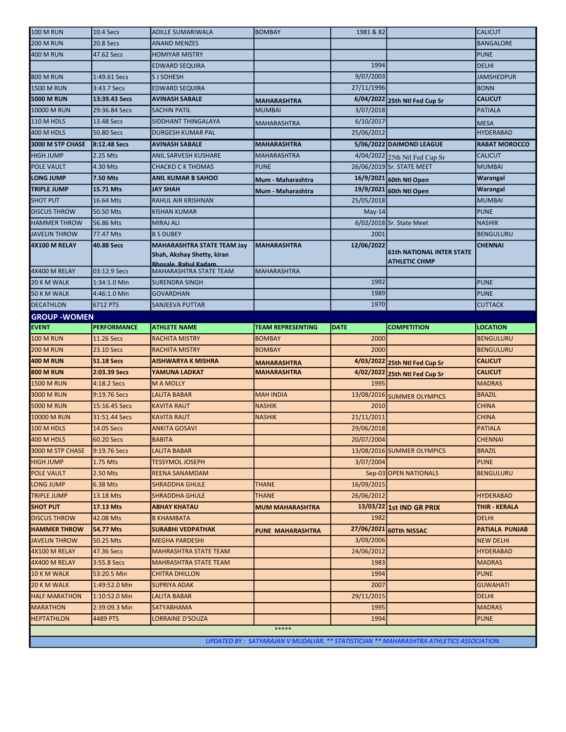| | | | | | | |
|---|---|---|---|---|---|---|
| 100 M RUN | 10.4 Secs | ADILLE SUMARIWALA | BOMBAY | 1981 & 82 | | CALICUT |
| 200 M RUN | 20.8 Secs | ANAND MENZES | | | | BANGALORE |
| 400 M RUN | 47.62 Secs | HOMIYAR MISTRY | | | | PUNE |
| | | EDWARD SEQUIRA | | 1994 | | DELHI |
| 800 M RUN | 1:49.61 Secs | S J SOHESH | | 9/07/2003 | | JAMSHEDPUR |
| 1500 M RUN | 3:43.7 Secs | EDWARD SEQUIRA | | 27/11/1996 | | BONN |
| **5000 M RUN** | **13:39.43 Secs** | **AVINASH SABALE** | **MAHARASHTRA** | **6/04/2022** | **25th Ntl Fed Cup Sr** | **CALICUT** |
| 10000 M RUN | 29:36.84 Secs | SACHIN PATIL | MUMBAI | 3/07/2018 | | PATIALA |
| 110 M HDLS | 13.48 Secs | SIDDHANT THINGALAYA | MAHARASHTRA | 6/10/2017 | | MESA |
| 400 M HDLS | 50.80 Secs | DURGESH KUMAR PAL | | 25/06/2012 | | HYDERABAD |
| **3000 M STP CHASE** | **8:12.48 Secs** | **AVINASH SABALE** | **MAHARASHTRA** | **5/06/2022** | **DAIMOND LEAGUE** | **RABAT MOROCCO** |
| HIGH JUMP | 2.25 Mts | ANIL SARVESH KUSHARE | MAHARASHTRA | 4/04/2022 | 25th Ntl Fed Cup Sr | CALICUT |
| POLE VAULT | 4.30 Mts | CHACKO C K THOMAS | PUNE | 26/06/2019 | Sr. STATE MEET | MUMBAI |
| **LONG JUMP** | **7.50 Mts** | **ANIL KUMAR B SAHOO** | **Mum - Maharashtra** | **16/9/2021** | **60th Ntl Open** | **Warangal** |
| **TRIPLE JUMP** | **15.71 Mts** | **JAY SHAH** | **Mum - Maharashtra** | **19/9/2021** | **60th Ntl Open** | **Warangal** |
| SHOT PUT | 16.64 Mts | RAHUL AIR KRISHNAN | | 25/05/2018 | | MUMBAI |
| DISCUS THROW | 50.50 Mts | KISHAN KUMAR | | May-14 | | PUNE |
| HAMMER THROW | 56.86 Mts | MIRAJ ALI | | 6/02/2018 | Sr. State Meet | NASHIK |
| JAVELIN THROW | 77.47 Mts | B S DUBEY | | 2001 | | BENGULURU |
| **4X100 M RELAY** | **40.88 Secs** | **MAHARASHTRA STATE TEAM Jay Shah, Akshay Shetty, kiran Bhosale, Rahul Kadam.** | **MAHARASHTRA** | **12/06/2022** | **61th NATIONAL INTER STATE ATHLETIC CHMP** | **CHENNAI** |
| 4X400 M RELAY | 03:12.9 Secs | MAHARASHTRA STATE TEAM | MAHARASHTRA | | | |
| 20 K M WALK | 1:34:1.0 Min | SURENDRA SINGH | | 1992 | | PUNE |
| 50 K M WALK | 4:46:1.0 Min | GOVARDHAN | | 1989 | | PUNE |
| DECATHLON | 6712 PTS | SANJEEVA PUTTAR | | 1970 | | CUTTACK |

## GROUP -WOMEN

| EVENT | PERFORMANCE | ATHLETE NAME | TEAM REPRESENTING | DATE | COMPETITION | LOCATION |
|---|---|---|---|---|---|---|
| 100 M RUN | 11.26 Secs | RACHITA MISTRY | BOMBAY | 2000 | | BENGULURU |
| 200 M RUN | 23.10 Secs | RACHITA MISTRY | BOMBAY | 2000 | | BENGULURU |
| **400 M RUN** | **51.18 Secs** | **AISHWARYA K MISHRA** | **MAHARASHTRA** | **4/03/2022** | **25th Ntl Fed Cup Sr** | **CALICUT** |
| **800 M RUN** | **2:03.39 Secs** | **YAMUNA LADKAT** | **MAHARASHTRA** | **4/02/2022** | **25th Ntl Fed Cup Sr** | **CALICUT** |
| 1500 M RUN | 4:18.2 Secs | M A MOLLY | | 1995 | | MADRAS |
| 3000 M RUN | 9:19.76 Secs | LALITA BABAR | MAH INDIA | 13/08/2016 | SUMMER OLYMPICS | BRAZIL |
| 5000 M RUN | 15:16.45 Secs | KAVITA RAUT | NASHIK | 2010 | | CHINA |
| 10000 M RUN | 31:51.44 Secs | KAVITA RAUT | NASHIK | 21/11/2011 | | CHINA |
| 100 M HDLS | 14.05 Secs | ANKITA GOSAVI | | 29/06/2018 | | PATIALA |
| 400 M HDLS | 60.20 Secs | BABITA | | 20/07/2004 | | CHENNAI |
| 3000 M STP CHASE | 9:19.76 Secs | LALITA BABAR | | 13/08/2016 | SUMMER OLYMPICS | BRAZIL |
| HIGH JUMP | 1.75 Mts | TESSYMOL JOSEPH | | 3/07/2004 | | PUNE |
| POLE VAULT | 2.50 Mts | REENA SANAMDAM | | Sep-03 | OPEN NATIONALS | BENGULURU |
| LONG JUMP | 6.38 Mts | SHRADDHA GHULE | THANE | 16/09/2015 | | |
| TRIPLE JUMP | 13.18 Mts | SHRADDHA GHULE | THANE | 26/06/2012 | | HYDERABAD |
| **SHOT PUT** | **17.13 Mts** | **ABHAY KHATAU** | **MUM MAHARASHTRA** | **13/03/22** | **1st IND GR PRIX** | **THIR - KERALA** |
| DISCUS THROW | 42.08 Mts | B KHAMBATA | | 1982 | | DELHI |
| **HAMMER THROW** | **54.77 Mts** | **SURABHI VEDPATHAK** | **PUNE MAHARASHTRA** | **27/06/2021** | **60Tth NISSAC** | **PATIALA PUNJAB** |
| JAVELIN THROW | 50.25 Mts | MEGHA PARDESHI | | 3/09/2006 | | NEW DELHI |
| 4X100 M RELAY | 47.36 Secs | MAHRASHTRA STATE TEAM | | 24/06/2012 | | HYDERABAD |
| 4X400 M RELAY | 3:55.8 Secs | MAHRASHTRA STATE TEAM | | 1983 | | MADRAS |
| 10 K M WALK | 53:20.5 Min | CHITRA DHILLON | | 1994 | | PUNE |
| 20 K M WALK | 1:49:52.0 Min | SUPRIYA ADAK | | 2007 | | GUWAHATI |
| HALF MARATHON | 1:10:52.0 Min | LALITA BABAR | | 29/11/2015 | | DELHI |
| MARATHON | 2:39:09.3 Min | SATYABHAMA | | 1995 | | MADRAS |
| HEPTATHLON | 4489 PTS | LORRAINE D'SOUZA | | 1994 | | PUNE |

*****

*UPDATED BY : SATYARAJAN V MUDALIAR. ** STATISTICIAN ** MAHARASHTRA ATHLETICS ASSOCIATION.*